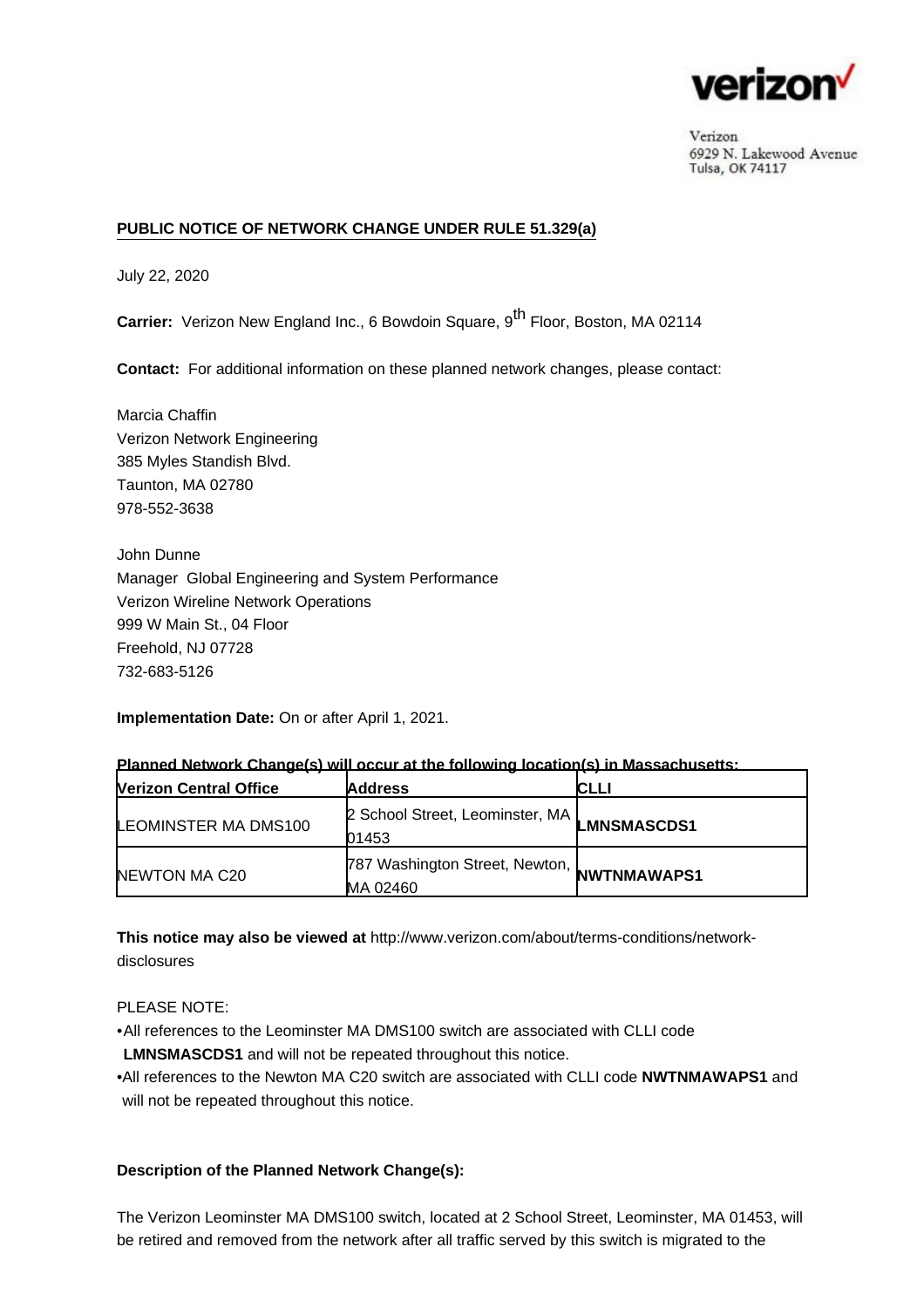verizon

Verizon
6929 N. Lakewood Avenue
Tulsa, OK 74117

## PUBLIC NOTICE OF NETWORK CHANGE UNDER RULE 51.329(a)

July 22, 2020

**Carrier:** Verizon New England Inc., 6 Bowdoin Square, 9th Floor, Boston, MA 02114

**Contact:** For additional information on these planned network changes, please contact:

Marcia Chaffin
Verizon Network Engineering
385 Myles Standish Blvd.
Taunton, MA 02780
978-552-3638

John Dunne
Manager Global Engineering and System Performance
Verizon Wireline Network Operations
999 W Main St., 04 Floor
Freehold, NJ 07728
732-683-5126

**Implementation Date:** On or after April 1, 2021.

**Planned Network Change(s) will occur at the following location(s) in Massachusetts:**

| Verizon Central Office | Address | CLLI |
|---|---|---|
| LEOMINSTER MA DMS100 | 2 School Street, Leominster, MA 01453 | **LMNSMASCDS1** |
| NEWTON MA C20 | 787 Washington Street, Newton, MA 02460 | **NWTNMAWAPS1** |

**This notice may also be viewed at** http://www.verizon.com/about/terms-conditions/network-disclosures

PLEASE NOTE:

- All references to the Leominster MA DMS100 switch are associated with CLLI code **LMNSMASCDS1** and will not be repeated throughout this notice.
- All references to the Newton MA C20 switch are associated with CLLI code **NWTNMAWAPS1** and will not be repeated throughout this notice.

**Description of the Planned Network Change(s):**

The Verizon Leominster MA DMS100 switch, located at 2 School Street, Leominster, MA 01453, will be retired and removed from the network after all traffic served by this switch is migrated to the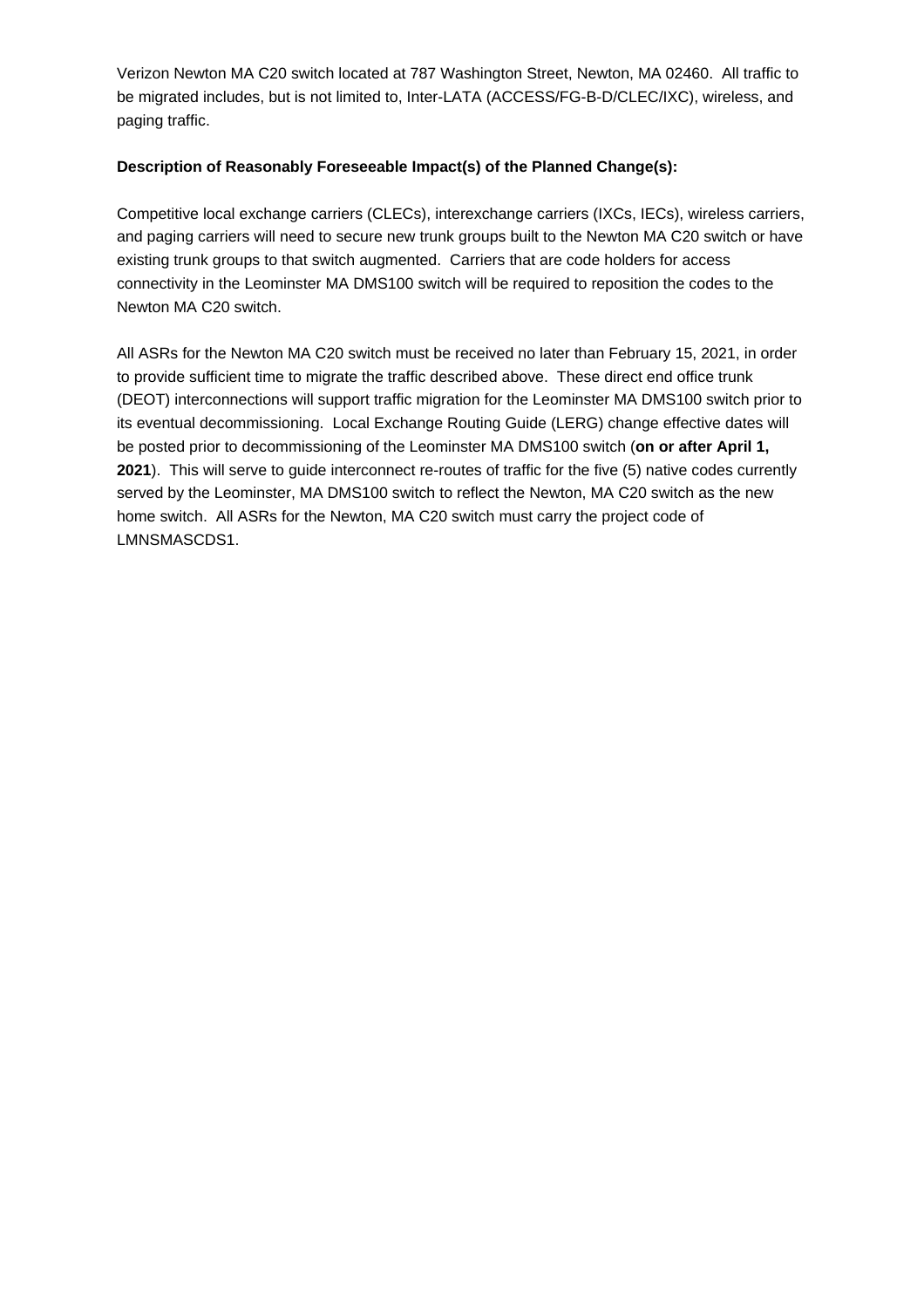Verizon Newton MA C20 switch located at 787 Washington Street, Newton, MA 02460. All traffic to be migrated includes, but is not limited to, Inter-LATA (ACCESS/FG-B-D/CLEC/IXC), wireless, and paging traffic.

**Description of Reasonably Foreseeable Impact(s) of the Planned Change(s):**

Competitive local exchange carriers (CLECs), interexchange carriers (IXCs, IECs), wireless carriers, and paging carriers will need to secure new trunk groups built to the Newton MA C20 switch or have existing trunk groups to that switch augmented. Carriers that are code holders for access connectivity in the Leominster MA DMS100 switch will be required to reposition the codes to the Newton MA C20 switch.

All ASRs for the Newton MA C20 switch must be received no later than February 15, 2021, in order to provide sufficient time to migrate the traffic described above. These direct end office trunk (DEOT) interconnections will support traffic migration for the Leominster MA DMS100 switch prior to its eventual decommissioning. Local Exchange Routing Guide (LERG) change effective dates will be posted prior to decommissioning of the Leominster MA DMS100 switch (**on or after April 1, 2021**). This will serve to guide interconnect re-routes of traffic for the five (5) native codes currently served by the Leominster, MA DMS100 switch to reflect the Newton, MA C20 switch as the new home switch. All ASRs for the Newton, MA C20 switch must carry the project code of LMNSMASCDS1.